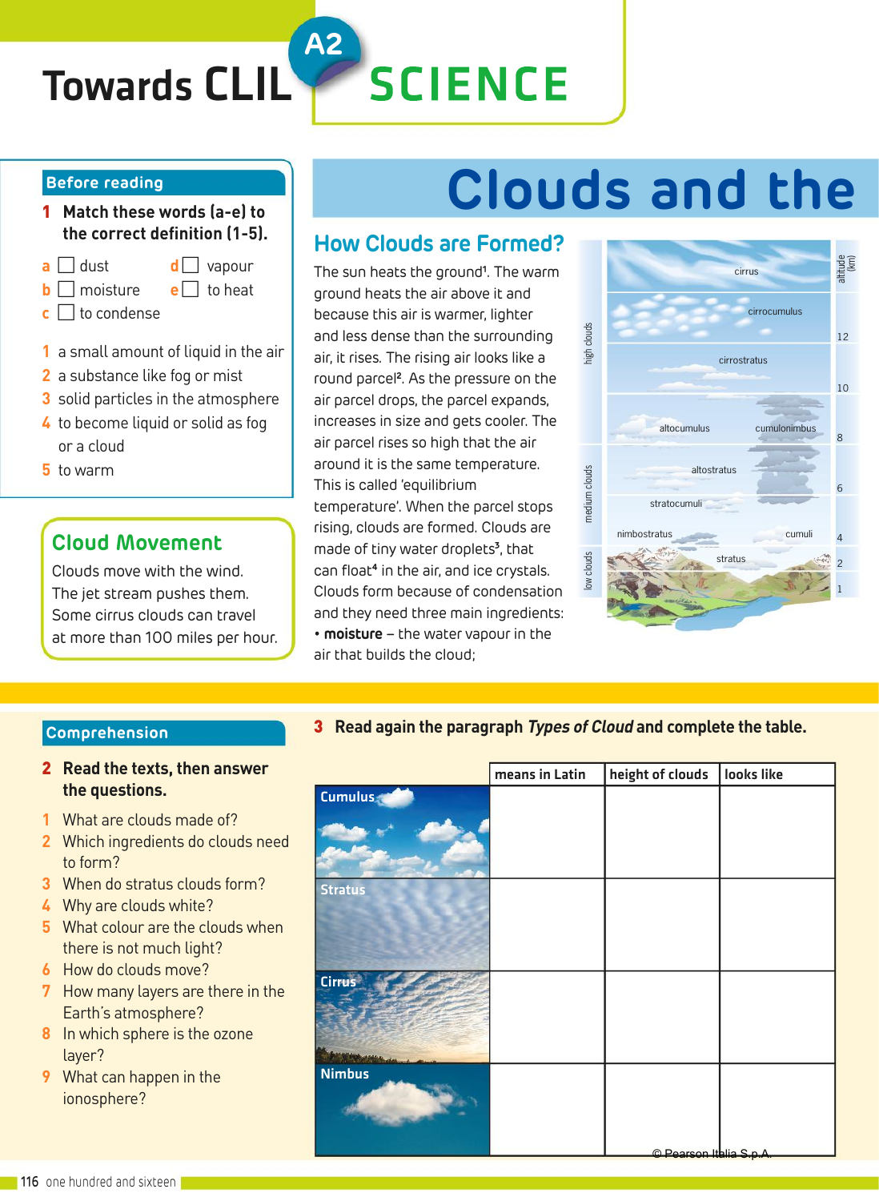# Towards CLIL A2 SCIENCE

## Clouds and the

### Before reading

**1 Match these words (a-e) to the correct definition (1-5).**

a ☐ dust
b ☐ moisture
c ☐ to condense
d ☐ vapour
e ☐ to heat

1 a small amount of liquid in the air
2 a substance like fog or mist
3 solid particles in the atmosphere
4 to become liquid or solid as fog or a cloud
5 to warm

### Cloud Movement

Clouds move with the wind. The jet stream pushes them. Some cirrus clouds can travel at more than 100 miles per hour.

### How Clouds are Formed?

The sun heats the ground[1]. The warm ground heats the air above it and because this air is warmer, lighter and less dense than the surrounding air, it rises. The rising air looks like a round parcel[2]. As the pressure on the air parcel drops, the parcel expands, increases in size and gets cooler. The air parcel rises so high that the air around it is the same temperature. This is called 'equilibrium temperature'. When the parcel stops rising, clouds are formed. Clouds are made of tiny water droplets[3], that can float[4] in the air, and ice crystals. Clouds form because of condensation and they need three main ingredients:

- **moisture** – the water vapour in the air that builds the cloud;

### Comprehension

**2 Read the texts, then answer the questions.**

1 What are clouds made of?
2 Which ingredients do clouds need to form?
3 When do stratus clouds form?
4 Why are clouds white?
5 What colour are the clouds when there is not much light?
6 How do clouds move?
7 How many layers are there in the Earth's atmosphere?
8 In which sphere is the ozone layer?
9 What can happen in the ionosphere?

**3 Read again the paragraph *Types of Cloud* and complete the table.**

| | means in Latin | height of clouds | looks like |
|---|---|---|---|
| Cumulus | | | |
| Stratus | | | |
| Cirrus | | | |
| Nimbus | | | |

© Pearson Italia S.p.A.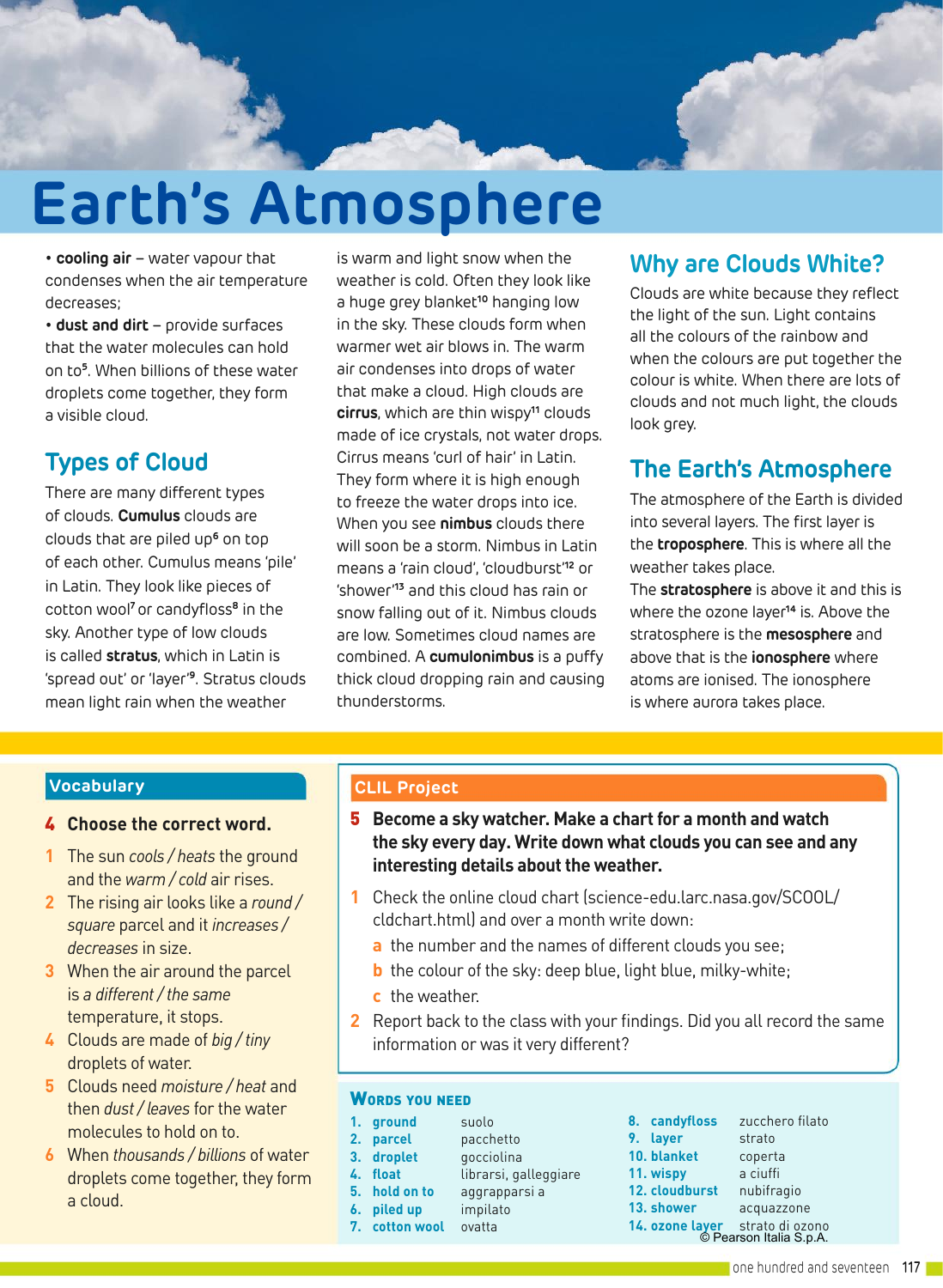# Earth's Atmosphere

- **cooling air** – water vapour that condenses when the air temperature decreases;
- **dust and dirt** – provide surfaces that the water molecules can hold on to[5]. When billions of these water droplets come together, they form a visible cloud.

## Types of Cloud

There are many different types of clouds. **Cumulus** clouds are clouds that are piled up[6] on top of each other. Cumulus means 'pile' in Latin. They look like pieces of cotton wool[7] or candyfloss[8] in the sky. Another type of low clouds is called **stratus**, which in Latin is 'spread out' or 'layer'[9]. Stratus clouds mean light rain when the weather is warm and light snow when the weather is cold. Often they look like a huge grey blanket[10] hanging low in the sky. These clouds form when warmer wet air blows in. The warm air condenses into drops of water that make a cloud. High clouds are **cirrus**, which are thin wispy[11] clouds made of ice crystals, not water drops. Cirrus means 'curl of hair' in Latin. They form where it is high enough to freeze the water drops into ice. When you see **nimbus** clouds there will soon be a storm. Nimbus in Latin means a 'rain cloud', 'cloudburst'[12] or 'shower'[13] and this cloud has rain or snow falling out of it. Nimbus clouds are low. Sometimes cloud names are combined. A **cumulonimbus** is a puffy thick cloud dropping rain and causing thunderstorms.

## Why are Clouds White?

Clouds are white because they reflect the light of the sun. Light contains all the colours of the rainbow and when the colours are put together the colour is white. When there are lots of clouds and not much light, the clouds look grey.

## The Earth's Atmosphere

The atmosphere of the Earth is divided into several layers. The first layer is the **troposphere**. This is where all the weather takes place.
The **stratosphere** is above it and this is where the ozone layer[14] is. Above the stratosphere is the **mesosphere** and above that is the **ionosphere** where atoms are ionised. The ionosphere is where aurora takes place.

### Vocabulary

**4 Choose the correct word.**

1. The sun *cools / heats* the ground and the *warm / cold* air rises.
2. The rising air looks like a *round / square* parcel and it *increases / decreases* in size.
3. When the air around the parcel is *a different / the same* temperature, it stops.
4. Clouds are made of *big / tiny* droplets of water.
5. Clouds need *moisture / heat* and then *dust / leaves* for the water molecules to hold on to.
6. When *thousands / billions* of water droplets come together, they form a cloud.

### CLIL Project

**5 Become a sky watcher. Make a chart for a month and watch the sky every day. Write down what clouds you can see and any interesting details about the weather.**

1. Check the online cloud chart (science-edu.larc.nasa.gov/SCOOL/cldchart.html) and over a month write down:
   a. the number and the names of different clouds you see;
   b. the colour of the sky: deep blue, light blue, milky-white;
   c. the weather.
2. Report back to the class with your findings. Did you all record the same information or was it very different?

### Words you need

| | | |
|---|---|---|
| 1. | **ground** | suolo |
| 2. | **parcel** | pacchetto |
| 3. | **droplet** | gocciolina |
| 4. | **float** | librarsi, galleggiare |
| 5. | **hold on to** | aggrapparsi a |
| 6. | **piled up** | impilato |
| 7. | **cotton wool** | ovatta |
| 8. | **candyfloss** | zucchero filato |
| 9. | **layer** | strato |
| 10. | **blanket** | coperta |
| 11. | **wispy** | a ciuffi |
| 12. | **cloudburst** | nubifragio |
| 13. | **shower** | acquazzone |
| 14. | **ozone layer** | strato di ozono |

© Pearson Italia S.p.A.